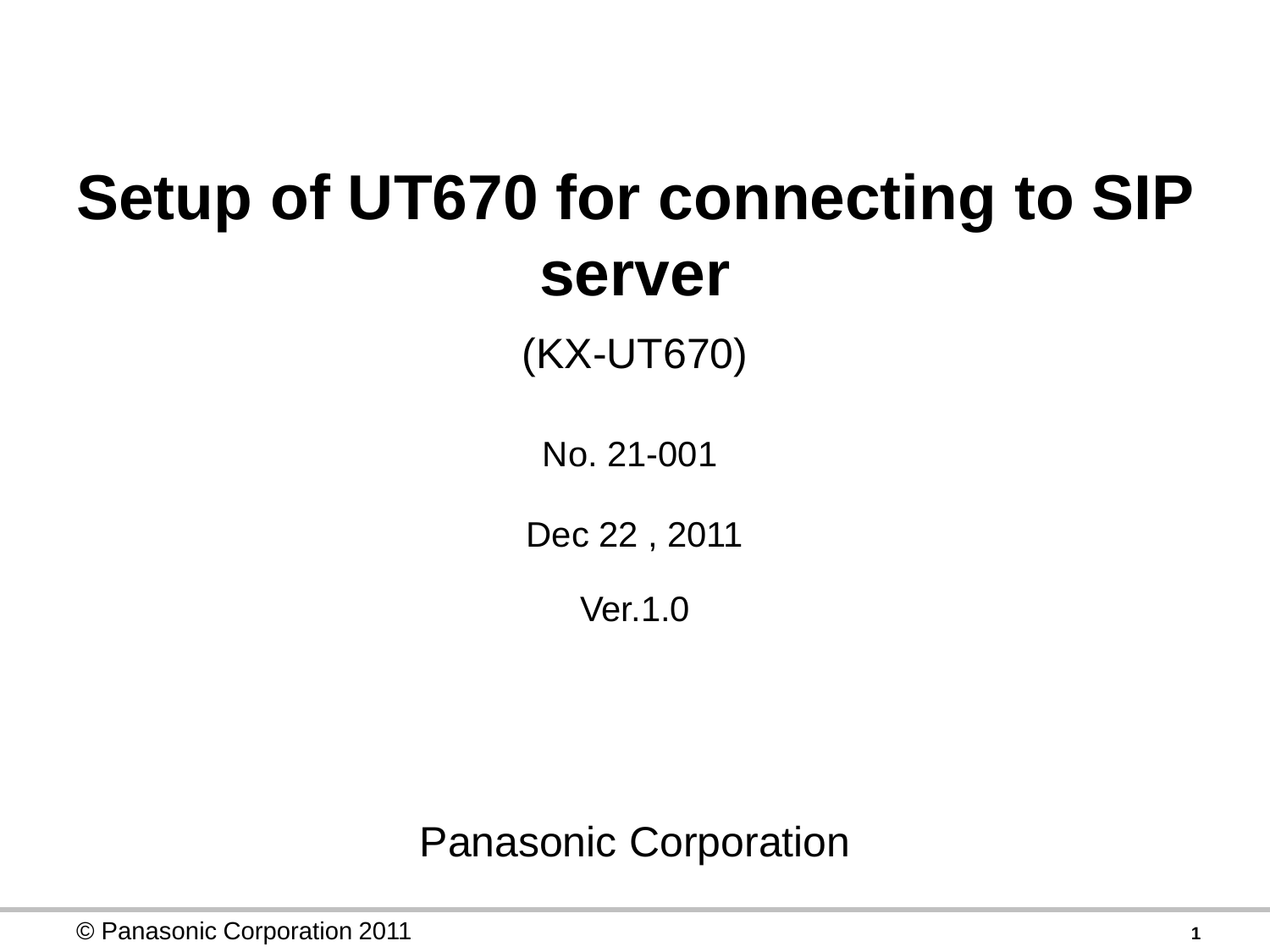# Setup of UT670 for connecting to SIP server

(KX-UT670)

No. 21-001

Dec 22 , 2011

Ver.1.0

Panasonic Corporation

© Panasonic Corporation 2011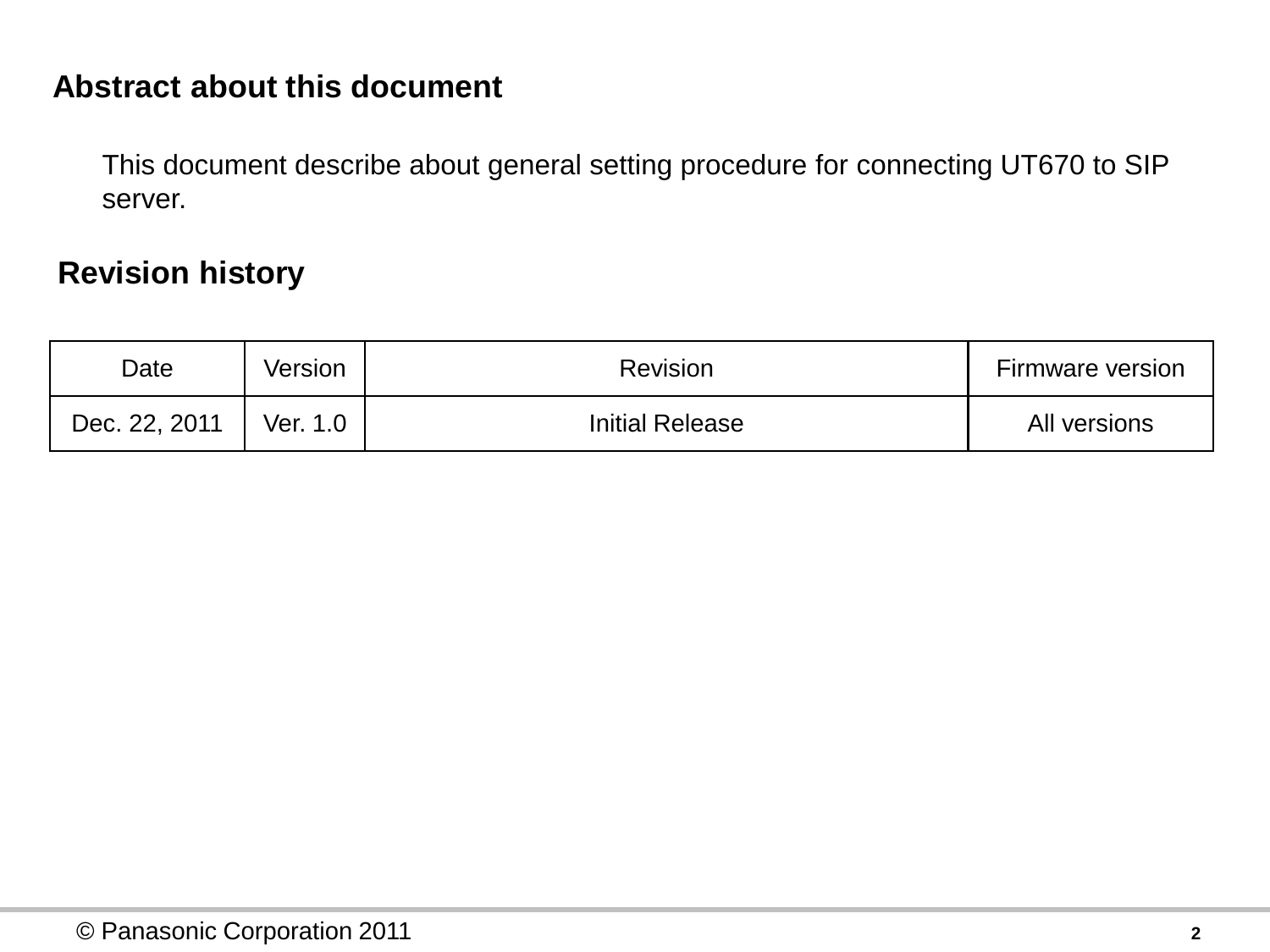## Abstract about this document

This document describe about general setting procedure for connecting UT670 to SIP server.

## Revision history

| Date | Version | Revision | Firmware version |
| --- | --- | --- | --- |
| Dec. 22, 2011 | Ver. 1.0 | Initial Release | All versions |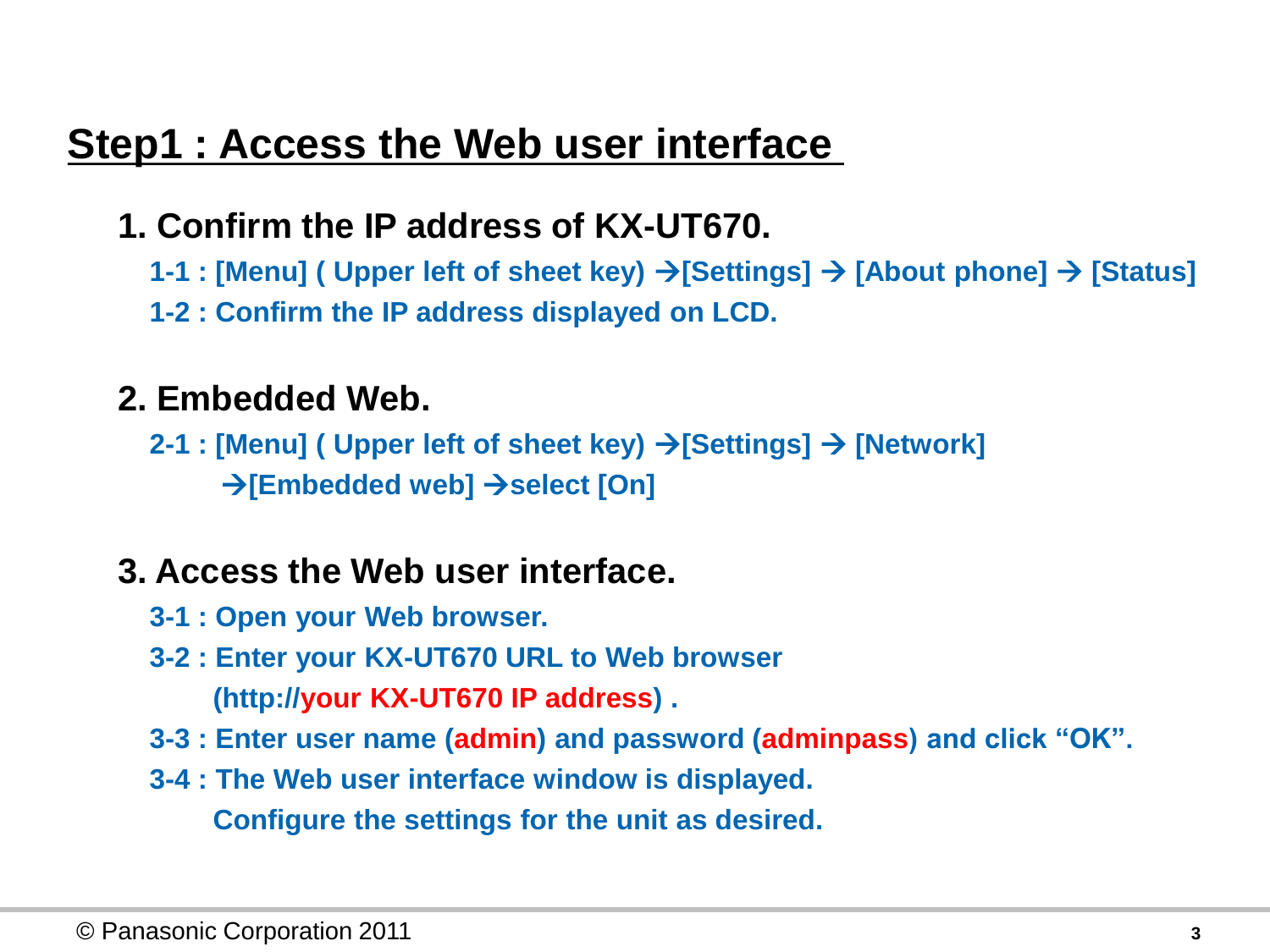## Step1 : Access the Web user interface

### 1. Confirm the IP address of KX-UT670.

**1-1 : [Menu] ( Upper left of sheet key) →[Settings] → [About phone] → [Status]**

**1-2 : Confirm the IP address displayed on LCD.**

### 2. Embedded Web.

**2-1 : [Menu] ( Upper left of sheet key) →[Settings] → [Network] →[Embedded web] →select [On]**

### 3. Access the Web user interface.

**3-1 : Open your Web browser.**

**3-2 : Enter your KX-UT670 URL to Web browser (http://your KX-UT670 IP address) .**

**3-3 : Enter user name (admin) and password (adminpass) and click "OK".**

**3-4 : The Web user interface window is displayed. Configure the settings for the unit as desired.**

© Panasonic Corporation 2011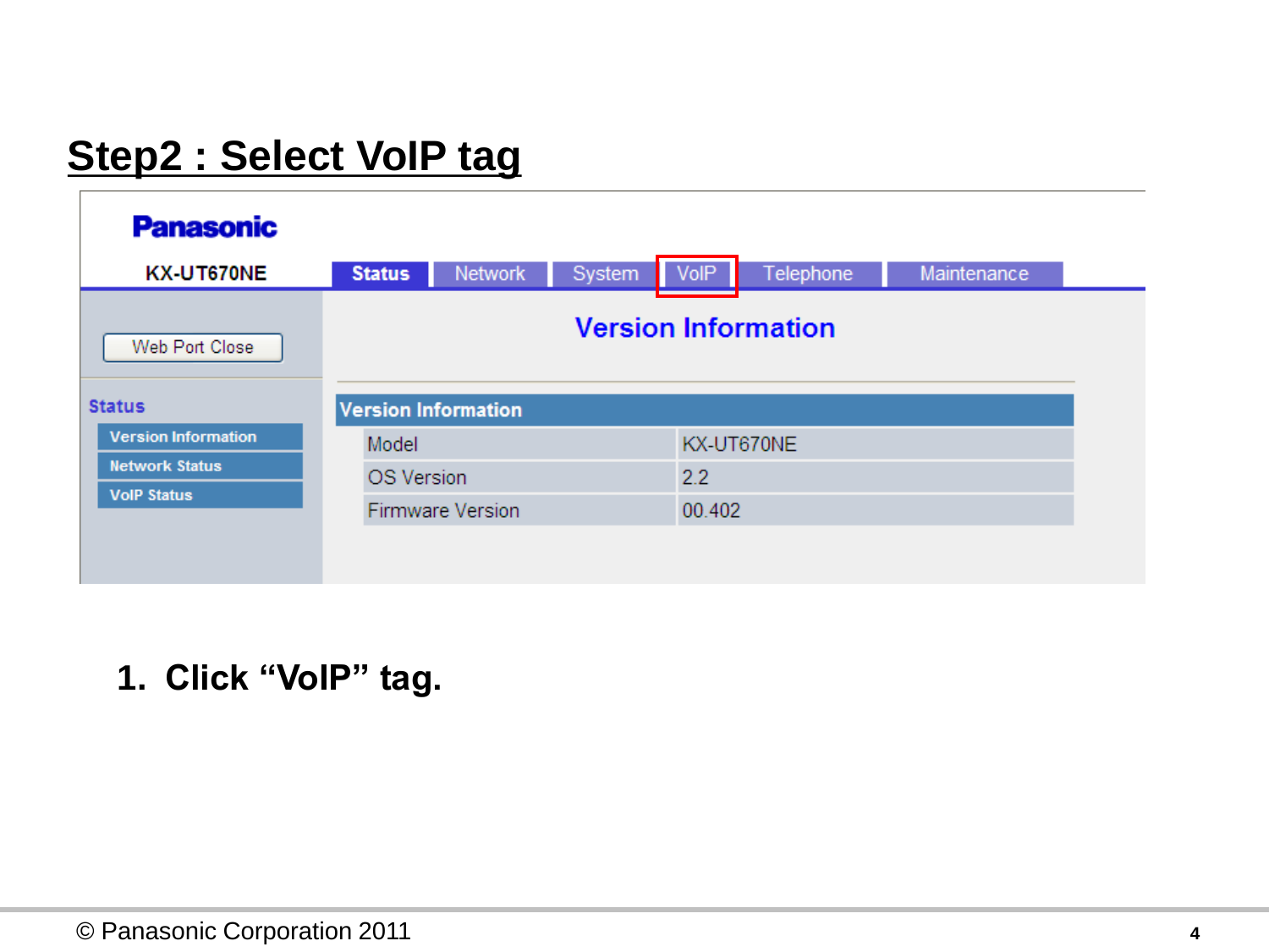# Step2 : Select VoIP tag

Panasonic

KX-UT670NE

Status | Network | System | VoIP | Telephone | Maintenance

Web Port Close

**Status**

- Version Information
- Network Status
- VoIP Status

## Version Information

| Version Information | |
|---|---|
| Model | KX-UT670NE |
| OS Version | 2.2 |
| Firmware Version | 00.402 |

1. **Click “VoIP” tag.**

© Panasonic Corporation 2011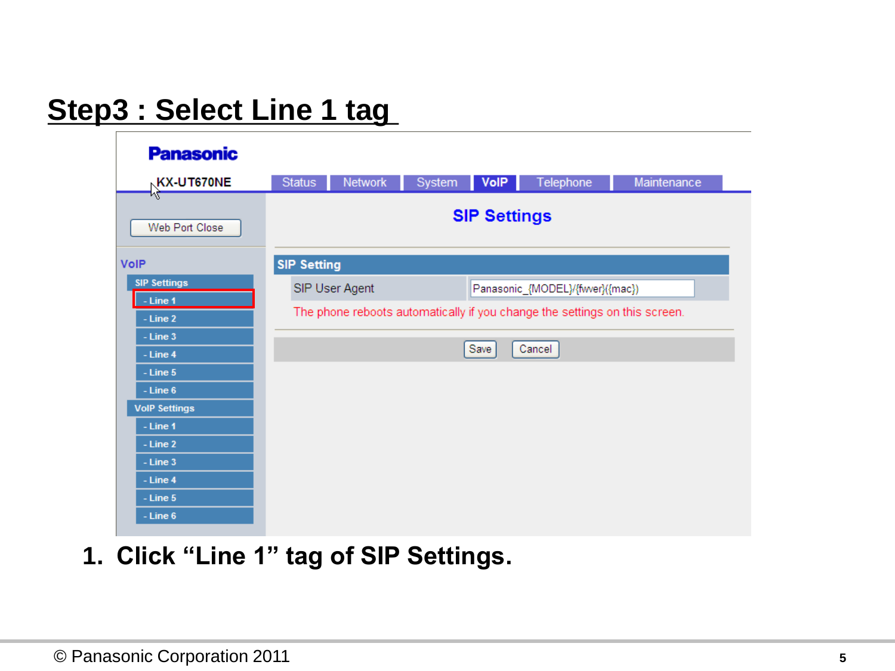# Step3 : Select Line 1 tag

Panasonic

KX-UT670NE

Status | Network | System | VoIP | Telephone | Maintenance

Web Port Close

VoIP

- SIP Settings
  - Line 1
  - Line 2
  - Line 3
  - Line 4
  - Line 5
  - Line 6
- VoIP Settings
  - Line 1
  - Line 2
  - Line 3
  - Line 4
  - Line 5
  - Line 6

## SIP Settings

| SIP Setting | |
|---|---|
| SIP User Agent | Panasonic_{MODEL}/{fwver}({mac}) |

The phone reboots automatically if you change the settings on this screen.

Save | Cancel

1. **Click "Line 1" tag of SIP Settings.**

© Panasonic Corporation 2011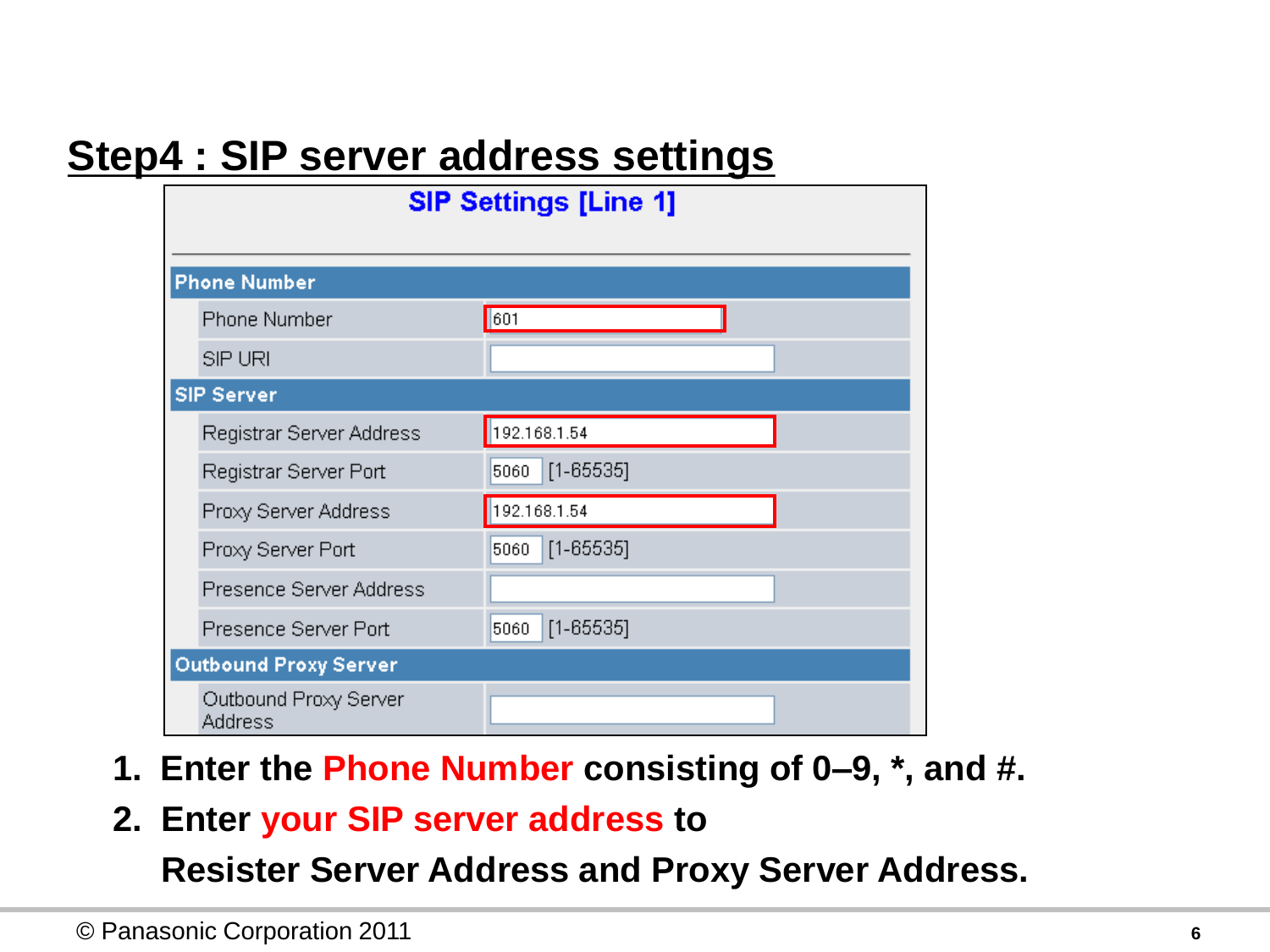# Step4 : SIP server address settings

**SIP Settings [Line 1]**

| Phone Number | |
|---|---|
| Phone Number | 601 |
| SIP URI | |
| **SIP Server** | |
| Registrar Server Address | 192.168.1.54 |
| Registrar Server Port | 5060 [1-65535] |
| Proxy Server Address | 192.168.1.54 |
| Proxy Server Port | 5060 [1-65535] |
| Presence Server Address | |
| Presence Server Port | 5060 [1-65535] |
| **Outbound Proxy Server** | |
| Outbound Proxy Server Address | |

1. **Enter the Phone Number consisting of 0–9, *, and #.**
2. **Enter your SIP server address to Resister Server Address and Proxy Server Address.**

© Panasonic Corporation 2011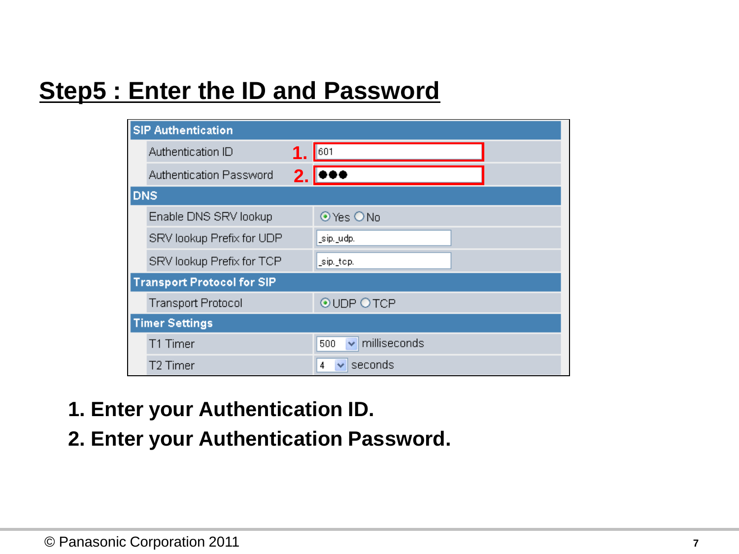# Step5 : Enter the ID and Password

| SIP Authentication | |
|---|---|
| Authentication ID | **1.** 601 |
| Authentication Password | **2.** ●●● |
| **DNS** | |
| Enable DNS SRV lookup | ⦿ Yes ○ No |
| SRV lookup Prefix for UDP | _sip._udp. |
| SRV lookup Prefix for TCP | _sip._tcp. |
| **Transport Protocol for SIP** | |
| Transport Protocol | ⦿ UDP ○ TCP |
| **Timer Settings** | |
| T1 Timer | 500 milliseconds |
| T2 Timer | 4 seconds |

**1. Enter your Authentication ID.**

**2. Enter your Authentication Password.**

© Panasonic Corporation 2011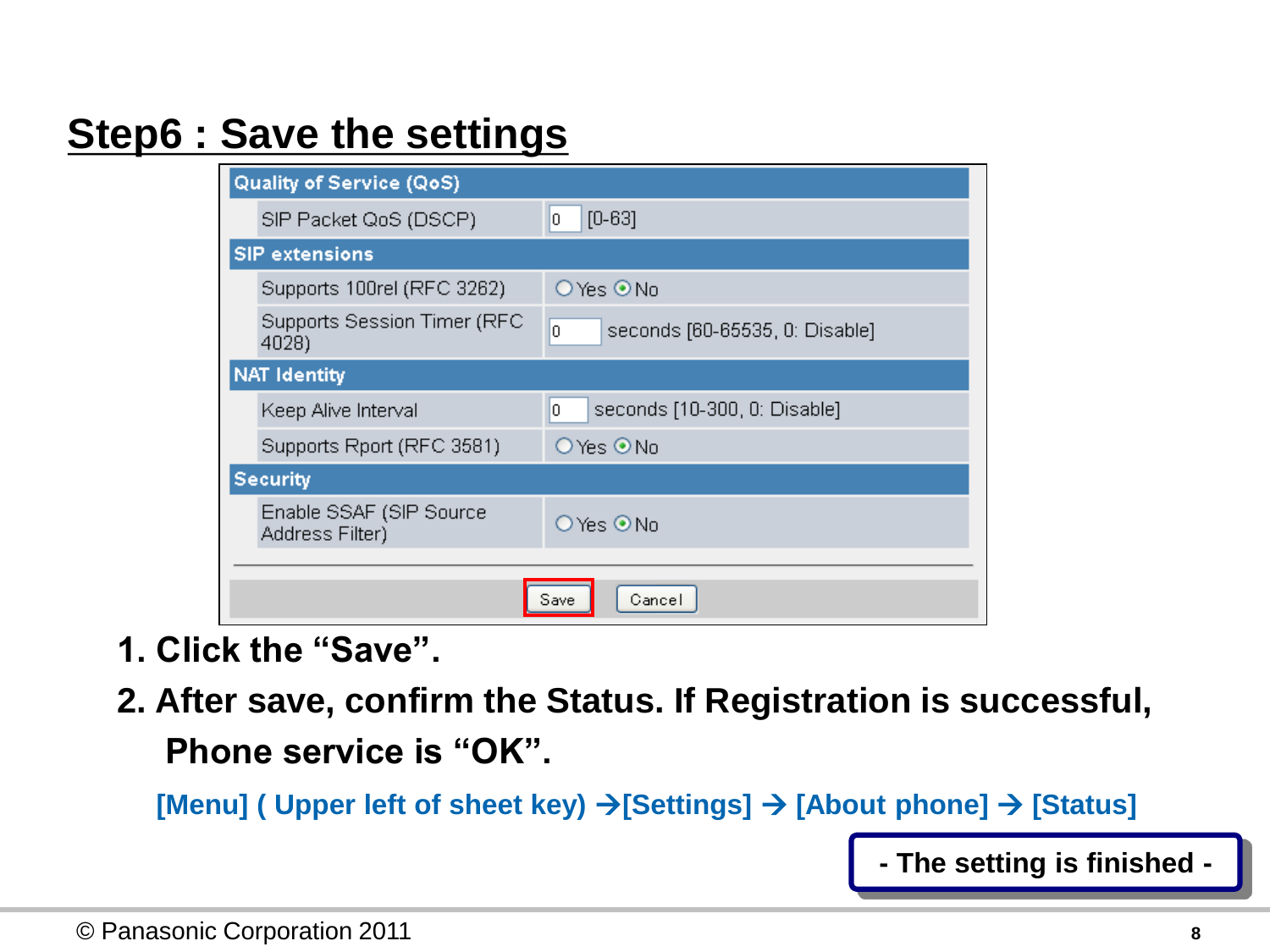# Step6 : Save the settings

| | |
|---|---|
| **Quality of Service (QoS)** | |
| SIP Packet QoS (DSCP) | 0 [0-63] |
| **SIP extensions** | |
| Supports 100rel (RFC 3262) | ○Yes ⦿No |
| Supports Session Timer (RFC 4028) | 0 seconds [60-65535, 0: Disable] |
| **NAT Identity** | |
| Keep Alive Interval | 0 seconds [10-300, 0: Disable] |
| Supports Rport (RFC 3581) | ○Yes ⦿No |
| **Security** | |
| Enable SSAF (SIP Source Address Filter) | ○Yes ⦿No |

Save  Cancel

1. Click the “Save”.
2. After save, confirm the Status. If Registration is successful, Phone service is “OK”.

[Menu] ( Upper left of sheet key) →[Settings] → [About phone] → [Status]

**- The setting is finished -**

© Panasonic Corporation 2011